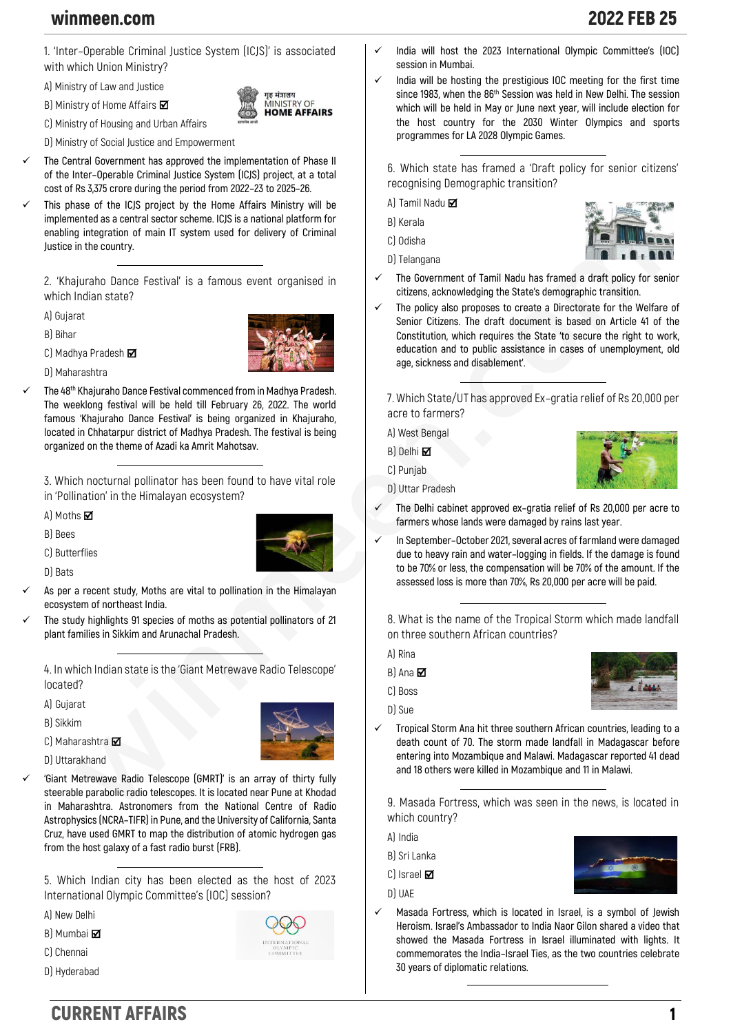1. 'Inter-Operable Criminal Justice System (ICJS)' is associated with which Union Ministry?

A) Ministry of Law and Justice

B) Ministry of Home Affairs ☑

C) Ministry of Housing and Urban Affairs

D) Ministry of Social Justice and Empowerment

- ✓ The Central Government has approved the implementation of Phase II of the Inter-Operable Criminal Justice System (ICJS) project, at a total cost of Rs 3,375 crore during the period from 2022–23 to 2025–26.
- ✓ This phase of the ICJS project by the Home Affairs Ministry will be implemented as a central sector scheme. ICJS is a national platform for enabling integration of main IT system used for delivery of Criminal Justice in the country.

---

2. 'Khajuraho Dance Festival' is a famous event organised in which Indian state?

A) Gujarat

B) Bihar

C) Madhya Pradesh ☑

D) Maharashtra

- ✓ The 48th Khajuraho Dance Festival commenced from in Madhya Pradesh. The weeklong festival will be held till February 26, 2022. The world famous 'Khajuraho Dance Festival' is being organized in Khajuraho, located in Chhatarpur district of Madhya Pradesh. The festival is being organized on the theme of Azadi ka Amrit Mahotsav.

---

3. Which nocturnal pollinator has been found to have vital role in 'Pollination' in the Himalayan ecosystem?

A) Moths ☑

B) Bees

C) Butterflies

D) Bats

- ✓ As per a recent study, Moths are vital to pollination in the Himalayan ecosystem of northeast India.
- ✓ The study highlights 91 species of moths as potential pollinators of 21 plant families in Sikkim and Arunachal Pradesh.

---

4. In which Indian state is the 'Giant Metrewave Radio Telescope' located?

A) Gujarat

B) Sikkim

C) Maharashtra ☑

D) Uttarakhand

- ✓ 'Giant Metrewave Radio Telescope (GMRT)' is an array of thirty fully steerable parabolic radio telescopes. It is located near Pune at Khodad in Maharashtra. Astronomers from the National Centre of Radio Astrophysics (NCRA-TIFR) in Pune, and the University of California, Santa Cruz, have used GMRT to map the distribution of atomic hydrogen gas from the host galaxy of a fast radio burst (FRB).

---

5. Which Indian city has been elected as the host of 2023 International Olympic Committee's (IOC) session?

A) New Delhi

B) Mumbai ☑

C) Chennai

D) Hyderabad

- ✓ India will host the 2023 International Olympic Committee's (IOC) session in Mumbai.
- ✓ India will be hosting the prestigious IOC meeting for the first time since 1983, when the 86th Session was held in New Delhi. The session which will be held in May or June next year, will include election for the host country for the 2030 Winter Olympics and sports programmes for LA 2028 Olympic Games.

---

6. Which state has framed a 'Draft policy for senior citizens' recognising Demographic transition?

A) Tamil Nadu ☑

B) Kerala

C) Odisha

D) Telangana

- ✓ The Government of Tamil Nadu has framed a draft policy for senior citizens, acknowledging the State's demographic transition.
- ✓ The policy also proposes to create a Directorate for the Welfare of Senior Citizens. The draft document is based on Article 41 of the Constitution, which requires the State 'to secure the right to work, education and to public assistance in cases of unemployment, old age, sickness and disablement'.

---

7. Which State/UT has approved Ex-gratia relief of Rs 20,000 per acre to farmers?

A) West Bengal

B) Delhi ☑

C) Punjab

D) Uttar Pradesh

- ✓ The Delhi cabinet approved ex-gratia relief of Rs 20,000 per acre to farmers whose lands were damaged by rains last year.
- ✓ In September–October 2021, several acres of farmland were damaged due to heavy rain and water-logging in fields. If the damage is found to be 70% or less, the compensation will be 70% of the amount. If the assessed loss is more than 70%, Rs 20,000 per acre will be paid.

---

8. What is the name of the Tropical Storm which made landfall on three southern African countries?

A) Rina

B) Ana ☑

C) Boss

D) Sue

- ✓ Tropical Storm Ana hit three southern African countries, leading to a death count of 70. The storm made landfall in Madagascar before entering into Mozambique and Malawi. Madagascar reported 41 dead and 18 others were killed in Mozambique and 11 in Malawi.

---

9. Masada Fortress, which was seen in the news, is located in which country?

A) India

B) Sri Lanka

C) Israel ☑

D) UAE

- ✓ Masada Fortress, which is located in Israel, is a symbol of Jewish Heroism. Israel's Ambassador to India Naor Gilon shared a video that showed the Masada Fortress in Israel illuminated with lights. It commemorates the India–Israel Ties, as the two countries celebrate 30 years of diplomatic relations.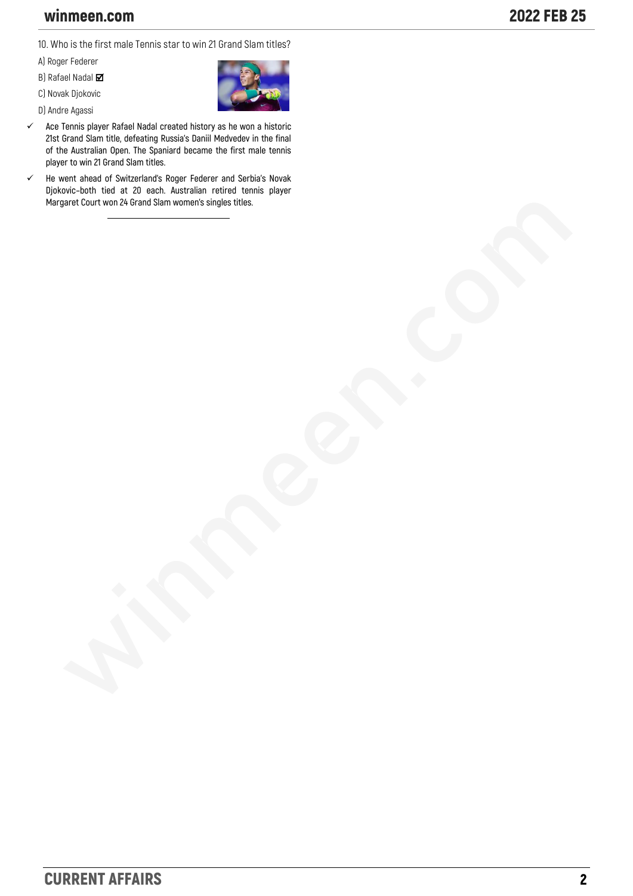10. Who is the first male Tennis star to win 21 Grand Slam titles?

A) Roger Federer

B) Rafael Nadal ☑

C) Novak Djokovic

D) Andre Agassi

- ✓ Ace Tennis player Rafael Nadal created history as he won a historic 21st Grand Slam title, defeating Russia's Daniil Medvedev in the final of the Australian Open. The Spaniard became the first male tennis player to win 21 Grand Slam titles.
- ✓ He went ahead of Switzerland's Roger Federer and Serbia's Novak Djokovic–both tied at 20 each. Australian retired tennis player Margaret Court won 24 Grand Slam women's singles titles.